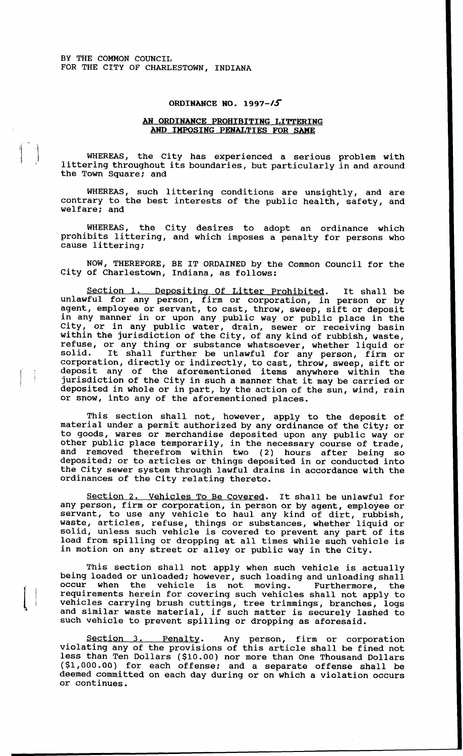BY THE COMMON COUNCIL
FOR THE CITY OF CHARLESTOWN, INDIANA

# ORDINANCE NO. 1997-15

## AN ORDINANCE PROHIBITING LITTERING AND IMPOSING PENALTIES FOR SAME

WHEREAS, the City has experienced a serious problem with littering throughout its boundaries, but particularly in and around the Town Square; and

WHEREAS, such littering conditions are unsightly, and are contrary to the best interests of the public health, safety, and welfare; and

WHEREAS, the City desires to adopt an ordinance which prohibits littering, and which imposes a penalty for persons who cause littering;

NOW, THEREFORE, BE IT ORDAINED by the Common Council for the City of Charlestown, Indiana, as follows:

<u>Section 1. Depositing Of Litter Prohibited</u>. It shall be unlawful for any person, firm or corporation, in person or by agent, employee or servant, to cast, throw, sweep, sift or deposit in any manner in or upon any public way or public place in the City, or in any public water, drain, sewer or receiving basin within the jurisdiction of the City, of any kind of rubbish, waste, refuse, or any thing or substance whatsoever, whether liquid or solid. It shall further be unlawful for any person, firm or corporation, directly or indirectly, to cast, throw, sweep, sift or deposit any of the aforementioned items anywhere within the jurisdiction of the City in such a manner that it may be carried or deposited in whole or in part, by the action of the sun, wind, rain or snow, into any of the aforementioned places.

This section shall not, however, apply to the deposit of material under a permit authorized by any ordinance of the City; or to goods, wares or merchandise deposited upon any public way or other public place temporarily, in the necessary course of trade, and removed therefrom within two (2) hours after being so deposited; or to articles or things deposited in or conducted into the City sewer system through lawful drains in accordance with the ordinances of the City relating thereto.

<u>Section 2. Vehicles To Be Covered</u>. It shall be unlawful for any person, firm or corporation, in person or by agent, employee or servant, to use any vehicle to haul any kind of dirt, rubbish, waste, articles, refuse, things or substances, whether liquid or solid, unless such vehicle is covered to prevent any part of its load from spilling or dropping at all times while such vehicle is in motion on any street or alley or public way in the City.

This section shall not apply when such vehicle is actually being loaded or unloaded; however, such loading and unloading shall occur when the vehicle is not moving. Furthermore, the requirements herein for covering such vehicles shall not apply to vehicles carrying brush cuttings, tree trimmings, branches, logs and similar waste material, if such matter is securely lashed to such vehicle to prevent spilling or dropping as aforesaid.

<u>Section 3. Penalty</u>. Any person, firm or corporation violating any of the provisions of this article shall be fined not less than Ten Dollars ($10.00) nor more than One Thousand Dollars ($1,000.00) for each offense; and a separate offense shall be deemed committed on each day during or on which a violation occurs or continues.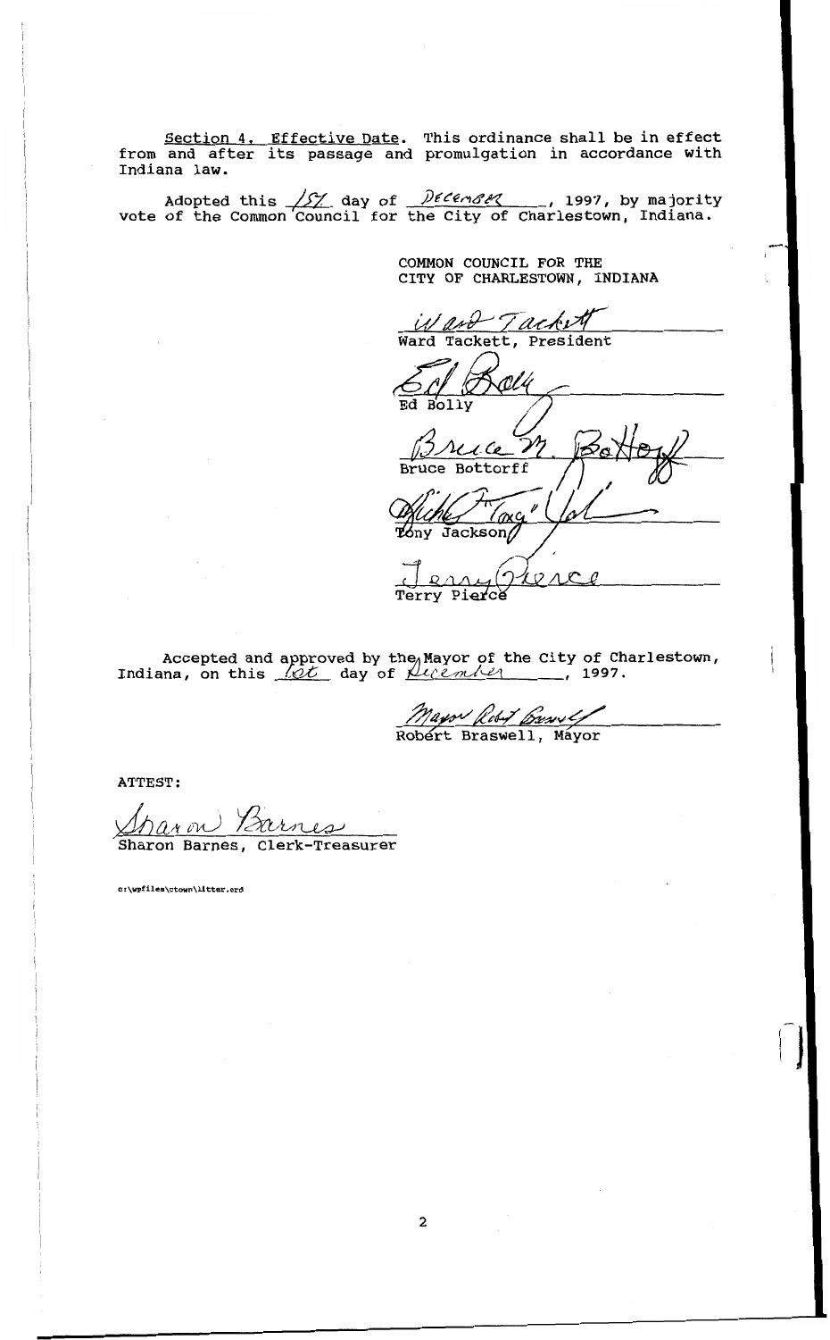Section 4. Effective Date. This ordinance shall be in effect from and after its passage and promulgation in accordance with Indiana law.

Adopted this 1st day of December, 1997, by majority vote of the Common Council for the City of Charlestown, Indiana.

COMMON COUNCIL FOR THE
CITY OF CHARLESTOWN, INDIANA

Ward Tackett, President

Ed Bolly

Bruce Bottorff

Tony Jackson

Terry Pierce

Accepted and approved by the Mayor of the City of Charlestown, Indiana, on this 1st day of December, 1997.

Robert Braswell, Mayor

ATTEST:

Sharon Barnes, Clerk-Treasurer

c:\wpfiles\ctown\litter.ord